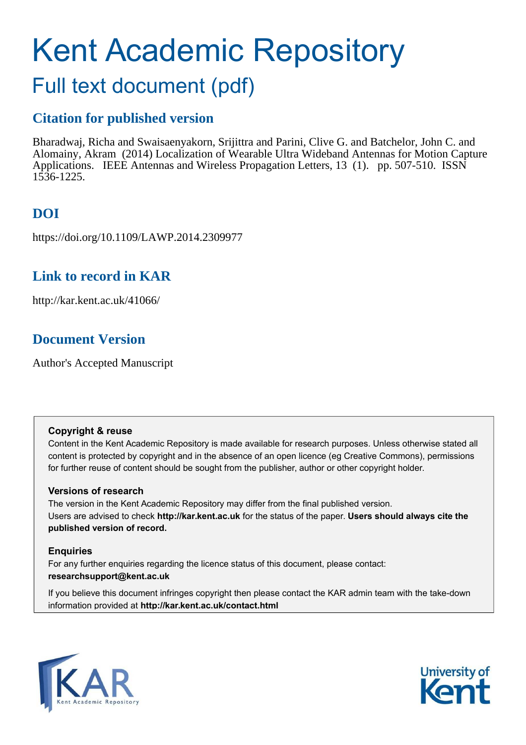# Kent Academic Repository

## Full text document (pdf)

### Citation for published version

Bharadwaj, Richa and Swaisaenyakorn, Srijittra and Parini, Clive G. and Batchelor, John C. and Alomainy, Akram (2014) Localization of Wearable Ultra Wideband Antennas for Motion Capture Applications. IEEE Antennas and Wireless Propagation Letters, 13 (1). pp. 507-510. ISSN 1536-1225.

### DOI

https://doi.org/10.1109/LAWP.2014.2309977

### Link to record in KAR

http://kar.kent.ac.uk/41066/

### Document Version

Author's Accepted Manuscript

**Copyright & reuse**

Content in the Kent Academic Repository is made available for research purposes. Unless otherwise stated all content is protected by copyright and in the absence of an open licence (eg Creative Commons), permissions for further reuse of content should be sought from the publisher, author or other copyright holder.

**Versions of research**

The version in the Kent Academic Repository may differ from the final published version. Users are advised to check **http://kar.kent.ac.uk** for the status of the paper. **Users should always cite the published version of record.**

**Enquiries**

For any further enquiries regarding the licence status of this document, please contact: **researchsupport@kent.ac.uk**

If you believe this document infringes copyright then please contact the KAR admin team with the take-down information provided at **http://kar.kent.ac.uk/contact.html**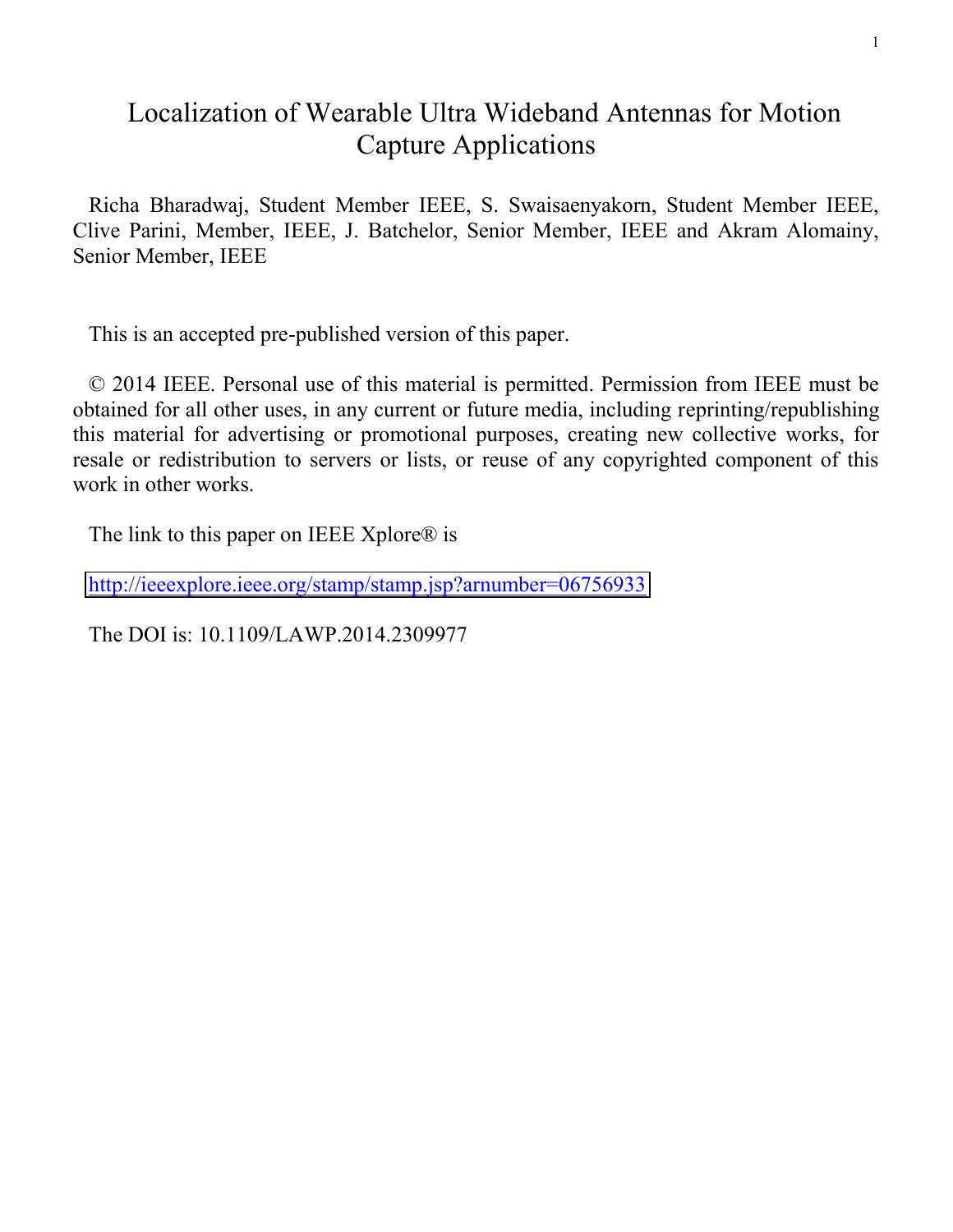# Localization of Wearable Ultra Wideband Antennas for Motion Capture Applications

Richa Bharadwaj, Student Member IEEE, S. Swaisaenyakorn, Student Member IEEE, Clive Parini, Member, IEEE, J. Batchelor, Senior Member, IEEE and Akram Alomainy, Senior Member, IEEE

This is an accepted pre-published version of this paper.

© 2014 IEEE. Personal use of this material is permitted. Permission from IEEE must be obtained for all other uses, in any current or future media, including reprinting/republishing this material for advertising or promotional purposes, creating new collective works, for resale or redistribution to servers or lists, or reuse of any copyrighted component of this work in other works.

The link to this paper on IEEE Xplore® is

http://ieeexplore.ieee.org/stamp/stamp.jsp?arnumber=06756933

The DOI is: 10.1109/LAWP.2014.2309977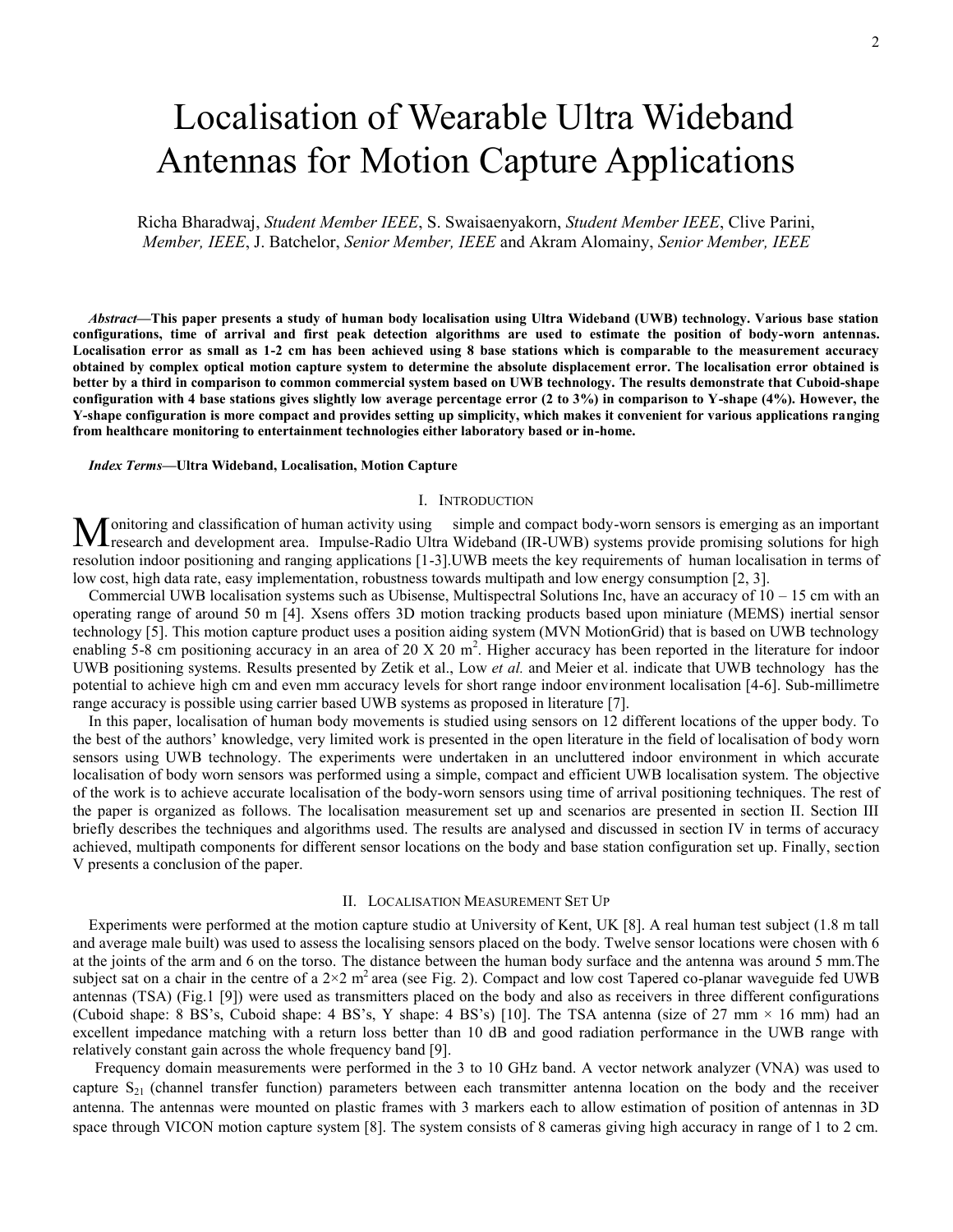# Localisation of Wearable Ultra Wideband Antennas for Motion Capture Applications

Richa Bharadwaj, *Student Member IEEE*, S. Swaisaenyakorn, *Student Member IEEE*, Clive Parini, *Member, IEEE*, J. Batchelor, *Senior Member, IEEE* and Akram Alomainy, *Senior Member, IEEE*

***Abstract*—This paper presents a study of human body localisation using Ultra Wideband (UWB) technology. Various base station configurations, time of arrival and first peak detection algorithms are used to estimate the position of body-worn antennas. Localisation error as small as 1-2 cm has been achieved using 8 base stations which is comparable to the measurement accuracy obtained by complex optical motion capture system to determine the absolute displacement error. The localisation error obtained is better by a third in comparison to common commercial system based on UWB technology. The results demonstrate that Cuboid-shape configuration with 4 base stations gives slightly low average percentage error (2 to 3%) in comparison to Y-shape (4%). However, the Y-shape configuration is more compact and provides setting up simplicity, which makes it convenient for various applications ranging from healthcare monitoring to entertainment technologies either laboratory based or in-home.**

***Index Terms*—Ultra Wideband, Localisation, Motion Capture**

## I. Introduction

Monitoring and classification of human activity using simple and compact body-worn sensors is emerging as an important research and development area. Impulse-Radio Ultra Wideband (IR-UWB) systems provide promising solutions for high resolution indoor positioning and ranging applications [1-3].UWB meets the key requirements of human localisation in terms of low cost, high data rate, easy implementation, robustness towards multipath and low energy consumption [2, 3].

Commercial UWB localisation systems such as Ubisense, Multispectral Solutions Inc, have an accuracy of 10 – 15 cm with an operating range of around 50 m [4]. Xsens offers 3D motion tracking products based upon miniature (MEMS) inertial sensor technology [5]. This motion capture product uses a position aiding system (MVN MotionGrid) that is based on UWB technology enabling 5-8 cm positioning accuracy in an area of 20 X 20 m$^2$. Higher accuracy has been reported in the literature for indoor UWB positioning systems. Results presented by Zetik et al., Low *et al.* and Meier et al. indicate that UWB technology has the potential to achieve high cm and even mm accuracy levels for short range indoor environment localisation [4-6]. Sub-millimetre range accuracy is possible using carrier based UWB systems as proposed in literature [7].

In this paper, localisation of human body movements is studied using sensors on 12 different locations of the upper body. To the best of the authors' knowledge, very limited work is presented in the open literature in the field of localisation of body worn sensors using UWB technology. The experiments were undertaken in an uncluttered indoor environment in which accurate localisation of body worn sensors was performed using a simple, compact and efficient UWB localisation system. The objective of the work is to achieve accurate localisation of the body-worn sensors using time of arrival positioning techniques. The rest of the paper is organized as follows. The localisation measurement set up and scenarios are presented in section II. Section III briefly describes the techniques and algorithms used. The results are analysed and discussed in section IV in terms of accuracy achieved, multipath components for different sensor locations on the body and base station configuration set up. Finally, section V presents a conclusion of the paper.

## II. Localisation Measurement Set Up

Experiments were performed at the motion capture studio at University of Kent, UK [8]. A real human test subject (1.8 m tall and average male built) was used to assess the localising sensors placed on the body. Twelve sensor locations were chosen with 6 at the joints of the arm and 6 on the torso. The distance between the human body surface and the antenna was around 5 mm.The subject sat on a chair in the centre of a 2×2 m$^2$ area (see Fig. 2). Compact and low cost Tapered co-planar waveguide fed UWB antennas (TSA) (Fig.1 [9]) were used as transmitters placed on the body and also as receivers in three different configurations (Cuboid shape: 8 BS's, Cuboid shape: 4 BS's, Y shape: 4 BS's) [10]. The TSA antenna (size of 27 mm × 16 mm) had an excellent impedance matching with a return loss better than 10 dB and good radiation performance in the UWB range with relatively constant gain across the whole frequency band [9].

Frequency domain measurements were performed in the 3 to 10 GHz band. A vector network analyzer (VNA) was used to capture $S_{21}$ (channel transfer function) parameters between each transmitter antenna location on the body and the receiver antenna. The antennas were mounted on plastic frames with 3 markers each to allow estimation of position of antennas in 3D space through VICON motion capture system [8]. The system consists of 8 cameras giving high accuracy in range of 1 to 2 cm.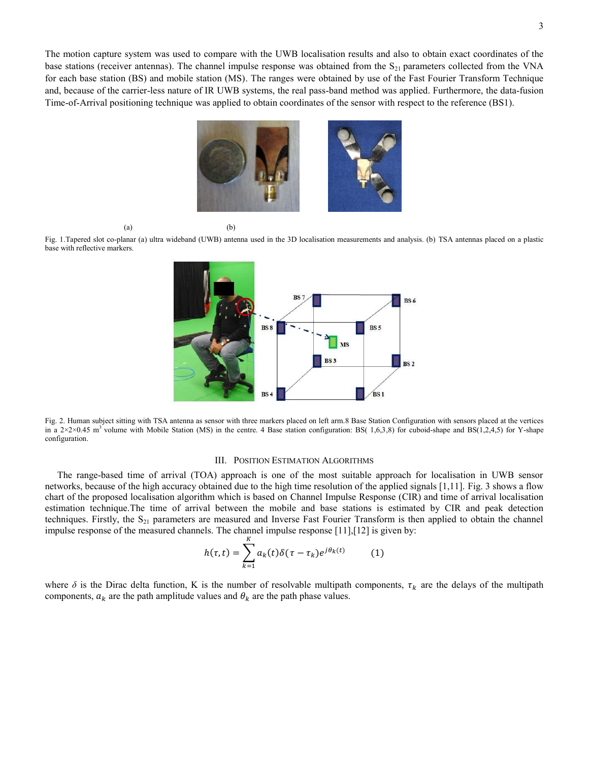The motion capture system was used to compare with the UWB localisation results and also to obtain exact coordinates of the base stations (receiver antennas). The channel impulse response was obtained from the $S_{21}$ parameters collected from the VNA for each base station (BS) and mobile station (MS). The ranges were obtained by use of the Fast Fourier Transform Technique and, because of the carrier-less nature of IR UWB systems, the real pass-band method was applied. Furthermore, the data-fusion Time-of-Arrival positioning technique was applied to obtain coordinates of the sensor with respect to the reference (BS1).

(a) (b)

Fig. 1.Tapered slot co-planar (a) ultra wideband (UWB) antenna used in the 3D localisation measurements and analysis. (b) TSA antennas placed on a plastic base with reflective markers.

Fig. 2. Human subject sitting with TSA antenna as sensor with three markers placed on left arm.8 Base Station Configuration with sensors placed at the vertices in a 2×2×0.45 m[3] volume with Mobile Station (MS) in the centre. 4 Base station configuration: BS( 1,6,3,8) for cuboid-shape and BS(1,2,4,5) for Y-shape configuration.

## III. Position Estimation Algorithms

The range-based time of arrival (TOA) approach is one of the most suitable approach for localisation in UWB sensor networks, because of the high accuracy obtained due to the high time resolution of the applied signals [1,11]. Fig. 3 shows a flow chart of the proposed localisation algorithm which is based on Channel Impulse Response (CIR) and time of arrival localisation estimation technique.The time of arrival between the mobile and base stations is estimated by CIR and peak detection techniques. Firstly, the $S_{21}$ parameters are measured and Inverse Fast Fourier Transform is then applied to obtain the channel impulse response of the measured channels. The channel impulse response [11],[12] is given by:

$$h(\tau, t) = \sum_{k=1}^{K} a_k(t)\delta(\tau - \tau_k)e^{j\theta_k(t)} \qquad (1)$$

where $\delta$ is the Dirac delta function, K is the number of resolvable multipath components, $\tau_k$ are the delays of the multipath components, $a_k$ are the path amplitude values and $\theta_k$ are the path phase values.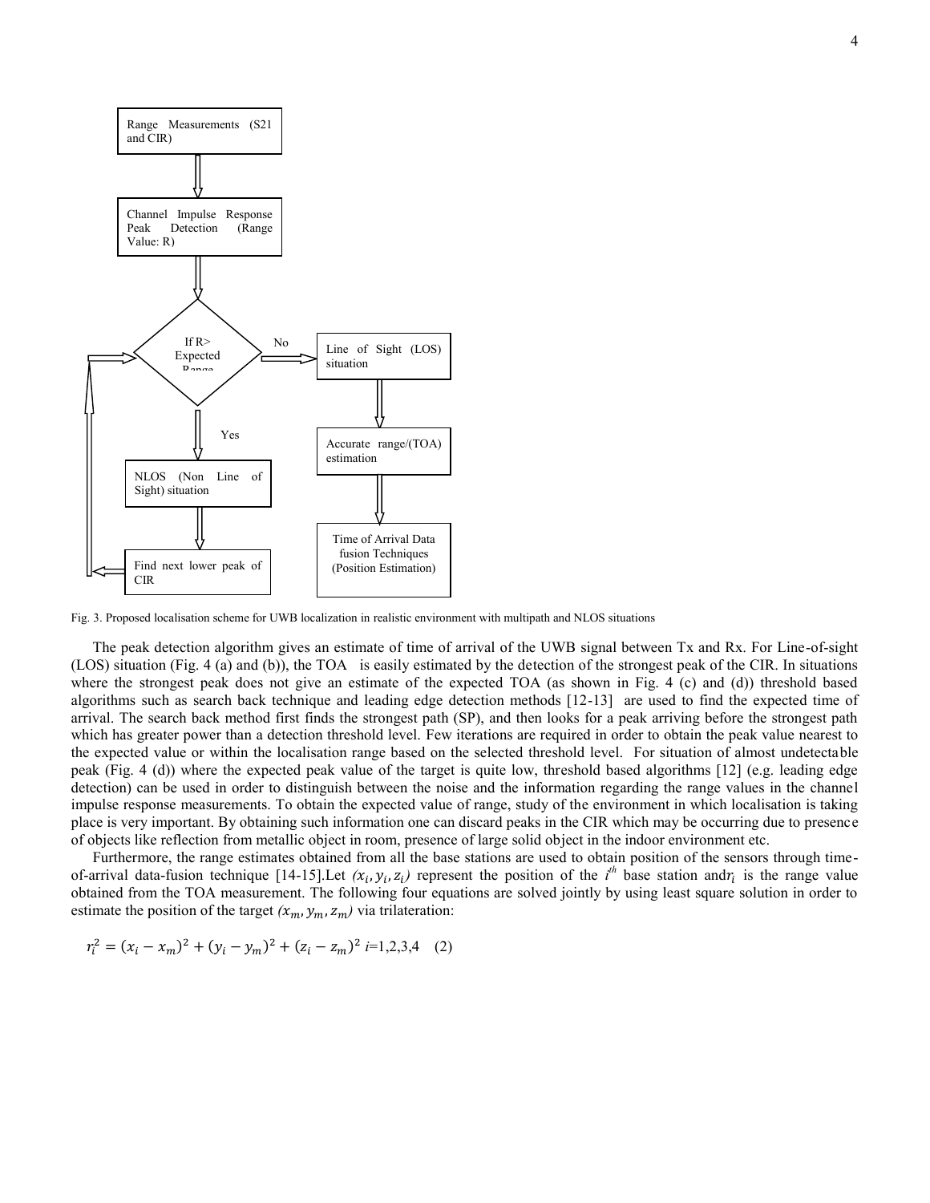Range Measurements (S21 and CIR)

Channel Impulse Response Peak Detection (Range Value: R)

If R> Expected Range

No

Line of Sight (LOS) situation

Accurate range/(TOA) estimation

Time of Arrival Data fusion Techniques (Position Estimation)

Yes

NLOS (Non Line of Sight) situation

Find next lower peak of CIR

Fig. 3. Proposed localisation scheme for UWB localization in realistic environment with multipath and NLOS situations

The peak detection algorithm gives an estimate of time of arrival of the UWB signal between Tx and Rx. For Line-of-sight (LOS) situation (Fig. 4 (a) and (b)), the TOA is easily estimated by the detection of the strongest peak of the CIR. In situations where the strongest peak does not give an estimate of the expected TOA (as shown in Fig. 4 (c) and (d)) threshold based algorithms such as search back technique and leading edge detection methods [12-13] are used to find the expected time of arrival. The search back method first finds the strongest path (SP), and then looks for a peak arriving before the strongest path which has greater power than a detection threshold level. Few iterations are required in order to obtain the peak value nearest to the expected value or within the localisation range based on the selected threshold level. For situation of almost undetectable peak (Fig. 4 (d)) where the expected peak value of the target is quite low, threshold based algorithms [12] (e.g. leading edge detection) can be used in order to distinguish between the noise and the information regarding the range values in the channel impulse response measurements. To obtain the expected value of range, study of the environment in which localisation is taking place is very important. By obtaining such information one can discard peaks in the CIR which may be occurring due to presence of objects like reflection from metallic object in room, presence of large solid object in the indoor environment etc.

Furthermore, the range estimates obtained from all the base stations are used to obtain position of the sensors through time-of-arrival data-fusion technique [14-15].Let $(x_i, y_i, z_i)$ represent the position of the $i^{th}$ base station and $r_i$ is the range value obtained from the TOA measurement. The following four equations are solved jointly by using least square solution in order to estimate the position of the target $(x_m, y_m, z_m)$ via trilateration:

$$r_i^2 = (x_i - x_m)^2 + (y_i - y_m)^2 + (z_i - z_m)^2 \quad i=1,2,3,4 \quad (2)$$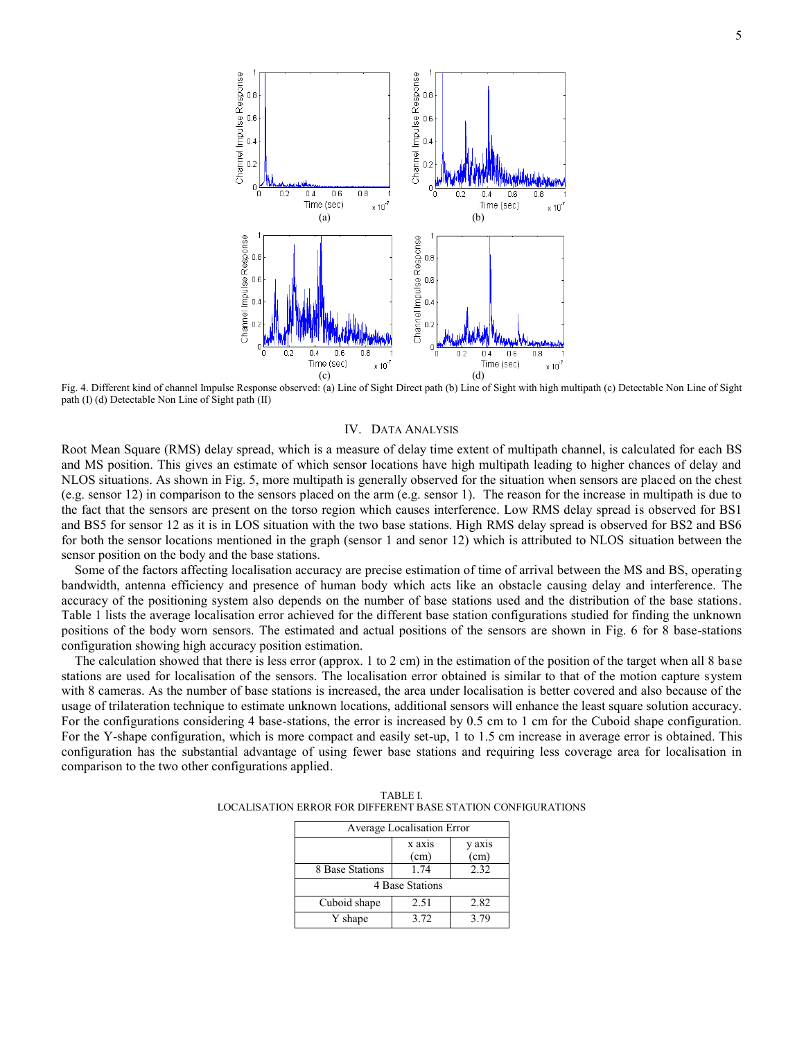Fig. 4. Different kind of channel Impulse Response observed: (a) Line of Sight Direct path (b) Line of Sight with high multipath (c) Detectable Non Line of Sight path (I) (d) Detectable Non Line of Sight path (II)

## IV. Data Analysis

Root Mean Square (RMS) delay spread, which is a measure of delay time extent of multipath channel, is calculated for each BS and MS position. This gives an estimate of which sensor locations have high multipath leading to higher chances of delay and NLOS situations. As shown in Fig. 5, more multipath is generally observed for the situation when sensors are placed on the chest (e.g. sensor 12) in comparison to the sensors placed on the arm (e.g. sensor 1). The reason for the increase in multipath is due to the fact that the sensors are present on the torso region which causes interference. Low RMS delay spread is observed for BS1 and BS5 for sensor 12 as it is in LOS situation with the two base stations. High RMS delay spread is observed for BS2 and BS6 for both the sensor locations mentioned in the graph (sensor 1 and senor 12) which is attributed to NLOS situation between the sensor position on the body and the base stations.

Some of the factors affecting localisation accuracy are precise estimation of time of arrival between the MS and BS, operating bandwidth, antenna efficiency and presence of human body which acts like an obstacle causing delay and interference. The accuracy of the positioning system also depends on the number of base stations used and the distribution of the base stations. Table 1 lists the average localisation error achieved for the different base station configurations studied for finding the unknown positions of the body worn sensors. The estimated and actual positions of the sensors are shown in Fig. 6 for 8 base-stations configuration showing high accuracy position estimation.

The calculation showed that there is less error (approx. 1 to 2 cm) in the estimation of the position of the target when all 8 base stations are used for localisation of the sensors. The localisation error obtained is similar to that of the motion capture system with 8 cameras. As the number of base stations is increased, the area under localisation is better covered and also because of the usage of trilateration technique to estimate unknown locations, additional sensors will enhance the least square solution accuracy. For the configurations considering 4 base-stations, the error is increased by 0.5 cm to 1 cm for the Cuboid shape configuration. For the Y-shape configuration, which is more compact and easily set-up, 1 to 1.5 cm increase in average error is obtained. This configuration has the substantial advantage of using fewer base stations and requiring less coverage area for localisation in comparison to the two other configurations applied.

TABLE I.
LOCALISATION ERROR FOR DIFFERENT BASE STATION CONFIGURATIONS

| Average Localisation Error | | |
|---|---|---|
| | x axis (cm) | y axis (cm) |
| 8 Base Stations | 1.74 | 2.32 |
| 4 Base Stations | | |
| Cuboid shape | 2.51 | 2.82 |
| Y shape | 3.72 | 3.79 |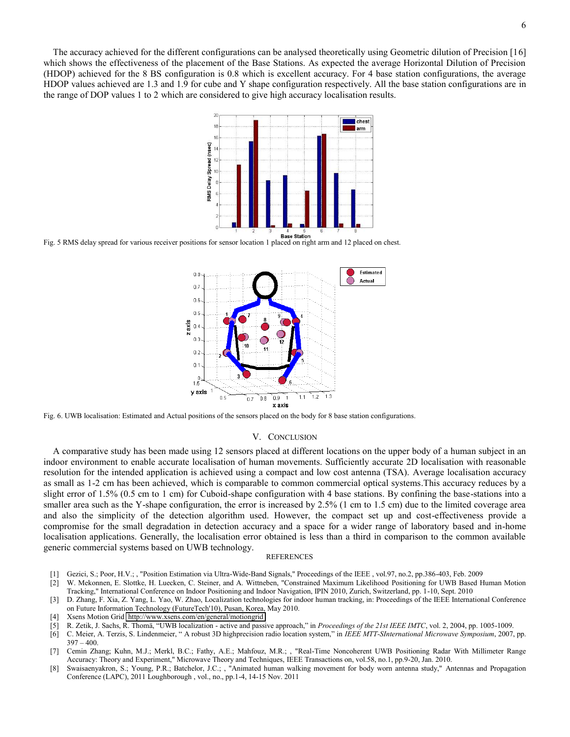The accuracy achieved for the different configurations can be analysed theoretically using Geometric dilution of Precision [16] which shows the effectiveness of the placement of the Base Stations. As expected the average Horizontal Dilution of Precision (HDOP) achieved for the 8 BS configuration is 0.8 which is excellent accuracy. For 4 base station configurations, the average HDOP values achieved are 1.3 and 1.9 for cube and Y shape configuration respectively. All the base station configurations are in the range of DOP values 1 to 2 which are considered to give high accuracy localisation results.

Fig. 5 RMS delay spread for various receiver positions for sensor location 1 placed on right arm and 12 placed on chest.

Fig. 6. UWB localisation: Estimated and Actual positions of the sensors placed on the body for 8 base station configurations.

## V. Conclusion

A comparative study has been made using 12 sensors placed at different locations on the upper body of a human subject in an indoor environment to enable accurate localisation of human movements. Sufficiently accurate 2D localisation with reasonable resolution for the intended application is achieved using a compact and low cost antenna (TSA). Average localisation accuracy as small as 1-2 cm has been achieved, which is comparable to common commercial optical systems.This accuracy reduces by a slight error of 1.5% (0.5 cm to 1 cm) for Cuboid-shape configuration with 4 base stations. By confining the base-stations into a smaller area such as the Y-shape configuration, the error is increased by 2.5% (1 cm to 1.5 cm) due to the limited coverage area and also the simplicity of the detection algorithm used. However, the compact set up and cost-effectiveness provide a compromise for the small degradation in detection accuracy and a space for a wider range of laboratory based and in-home localisation applications. Generally, the localisation error obtained is less than a third in comparison to the common available generic commercial systems based on UWB technology.

## References

[1] Gezici, S.; Poor, H.V.; , "Position Estimation via Ultra-Wide-Band Signals," Proceedings of the IEEE , vol.97, no.2, pp.386-403, Feb. 2009

[2] W. Mekonnen, E. Slottke, H. Luecken, C. Steiner, and A. Wittneben, "Constrained Maximum Likelihood Positioning for UWB Based Human Motion Tracking," International Conference on Indoor Positioning and Indoor Navigation, IPIN 2010, Zurich, Switzerland, pp. 1-10, Sept. 2010

[3] D. Zhang, F. Xia, Z. Yang, L. Yao, W. Zhao, Localization technologies for indoor human tracking, in: Proceedings of the IEEE International Conference on Future Information Technology (FutureTech'10), Pusan, Korea, May 2010.

[4] Xsens Motion Grid http://www.xsens.com/en/general/motiongrid

[5] R. Zetik, J. Sachs, R. Thomä, "UWB localization - active and passive approach," in *Proceedings of the 21st IEEE IMTC*, vol. 2, 2004, pp. 1005-1009.

[6] C. Meier, A. Terzis, S. Lindenmeier, " A robust 3D highprecision radio location system," in *IEEE MTT-SInternational Microwave Symposium*, 2007, pp. 397 – 400.

[7] Cemin Zhang; Kuhn, M.J.; Merkl, B.C.; Fathy, A.E.; Mahfouz, M.R.; , "Real-Time Noncoherent UWB Positioning Radar With Millimeter Range Accuracy: Theory and Experiment," Microwave Theory and Techniques, IEEE Transactions on, vol.58, no.1, pp.9-20, Jan. 2010.

[8] Swaisaenyakron, S.; Young, P.R.; Batchelor, J.C.; , "Animated human walking movement for body worn antenna study," Antennas and Propagation Conference (LAPC), 2011 Loughborough , vol., no., pp.1-4, 14-15 Nov. 2011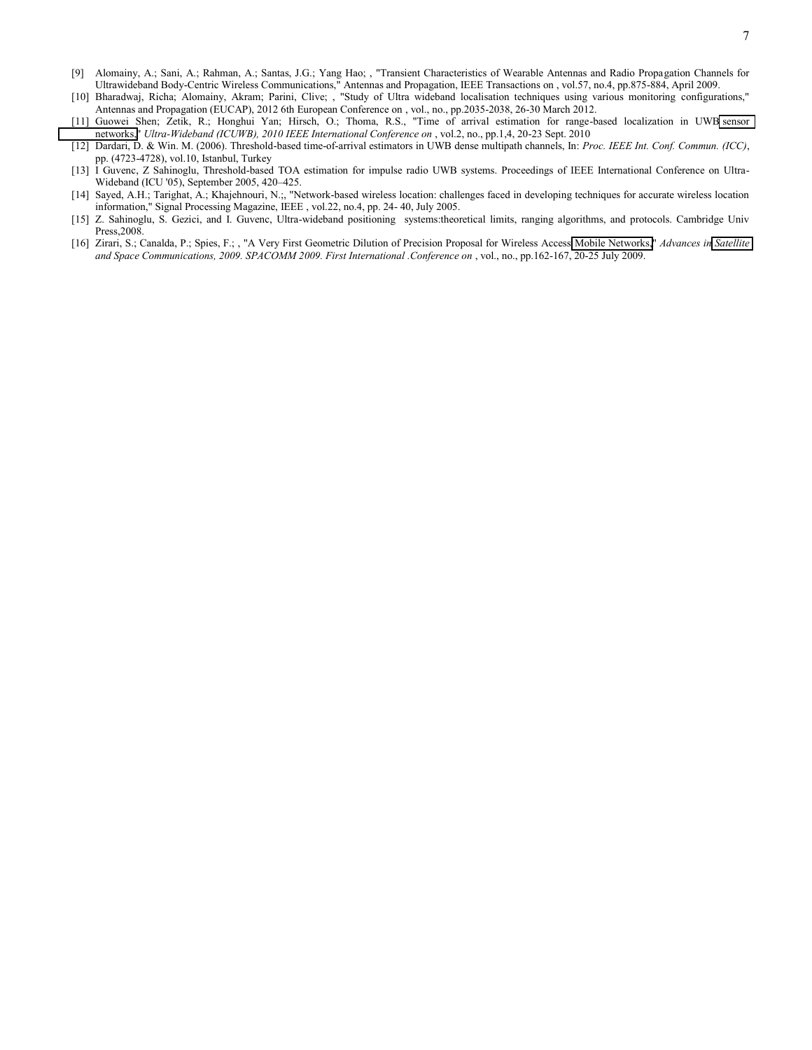[9] Alomainy, A.; Sani, A.; Rahman, A.; Santas, J.G.; Yang Hao; , "Transient Characteristics of Wearable Antennas and Radio Propagation Channels for Ultrawideband Body-Centric Wireless Communications," Antennas and Propagation, IEEE Transactions on , vol.57, no.4, pp.875-884, April 2009.

[10] Bharadwaj, Richa; Alomainy, Akram; Parini, Clive; , "Study of Ultra wideband localisation techniques using various monitoring configurations," Antennas and Propagation (EUCAP), 2012 6th European Conference on , vol., no., pp.2035-2038, 26-30 March 2012.

[11] Guowei Shen; Zetik, R.; Honghui Yan; Hirsch, O.; Thoma, R.S., "Time of arrival estimation for range-based localization in UWB sensor networks," *Ultra-Wideband (ICUWB), 2010 IEEE International Conference on* , vol.2, no., pp.1,4, 20-23 Sept. 2010

[12] Dardari, D. & Win. M. (2006). Threshold-based time-of-arrival estimators in UWB dense multipath channels, In: *Proc. IEEE Int. Conf. Commun. (ICC)*, pp. (4723-4728), vol.10, Istanbul, Turkey

[13] I Guvenc, Z Sahinoglu, Threshold-based TOA estimation for impulse radio UWB systems. Proceedings of IEEE International Conference on Ultra-Wideband (ICU '05), September 2005, 420–425.

[14] Sayed, A.H.; Tarighat, A.; Khajehnouri, N.;, "Network-based wireless location: challenges faced in developing techniques for accurate wireless location information," Signal Processing Magazine, IEEE , vol.22, no.4, pp. 24- 40, July 2005.

[15] Z. Sahinoglu, S. Gezici, and I. Guvenc, Ultra-wideband positioning systems:theoretical limits, ranging algorithms, and protocols. Cambridge Univ Press,2008.

[16] Zirari, S.; Canalda, P.; Spies, F.; , "A Very First Geometric Dilution of Precision Proposal for Wireless Access Mobile Networks," *Advances in Satellite and Space Communications, 2009. SPACOMM 2009. First International .Conference on* , vol., no., pp.162-167, 20-25 July 2009.